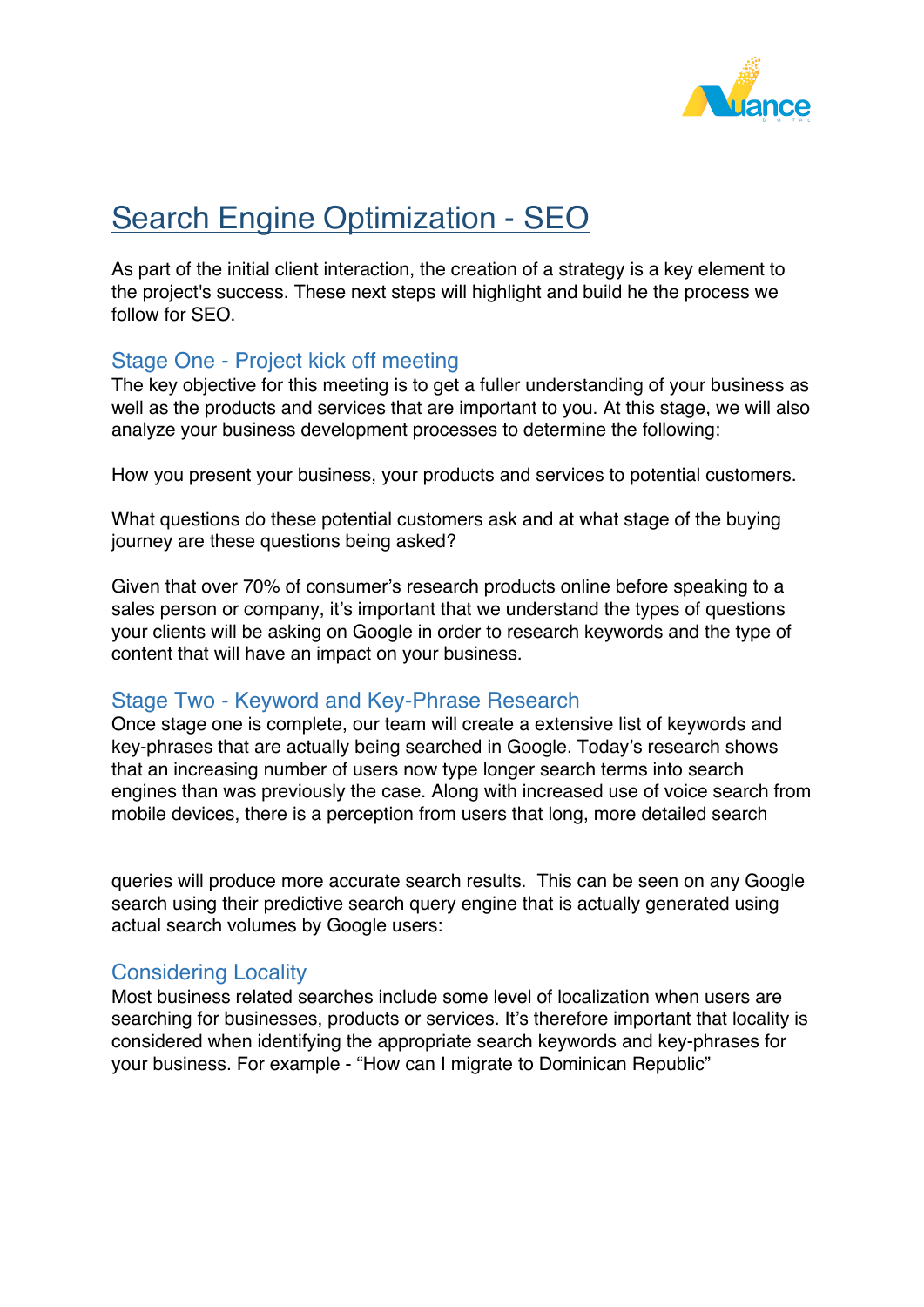# Search Engine Optimization - SEO

As part of the initial client interaction, the creation of a strategy is a key element to the project's success. These next steps will highlight and build he the process we follow for SEO.

## Stage One - Project kick off meeting

The key objective for this meeting is to get a fuller understanding of your business as well as the products and services that are important to you. At this stage, we will also analyze your business development processes to determine the following:

How you present your business, your products and services to potential customers.

What questions do these potential customers ask and at what stage of the buying journey are these questions being asked?

Given that over 70% of consumer's research products online before speaking to a sales person or company, it's important that we understand the types of questions your clients will be asking on Google in order to research keywords and the type of content that will have an impact on your business.

## Stage Two - Keyword and Key-Phrase Research

Once stage one is complete, our team will create a extensive list of keywords and key-phrases that are actually being searched in Google. Today's research shows that an increasing number of users now type longer search terms into search engines than was previously the case. Along with increased use of voice search from mobile devices, there is a perception from users that long, more detailed search queries will produce more accurate search results. This can be seen on any Google search using their predictive search query engine that is actually generated using actual search volumes by Google users:

## Considering Locality

Most business related searches include some level of localization when users are searching for businesses, products or services. It's therefore important that locality is considered when identifying the appropriate search keywords and key-phrases for your business. For example - "How can I migrate to Dominican Republic"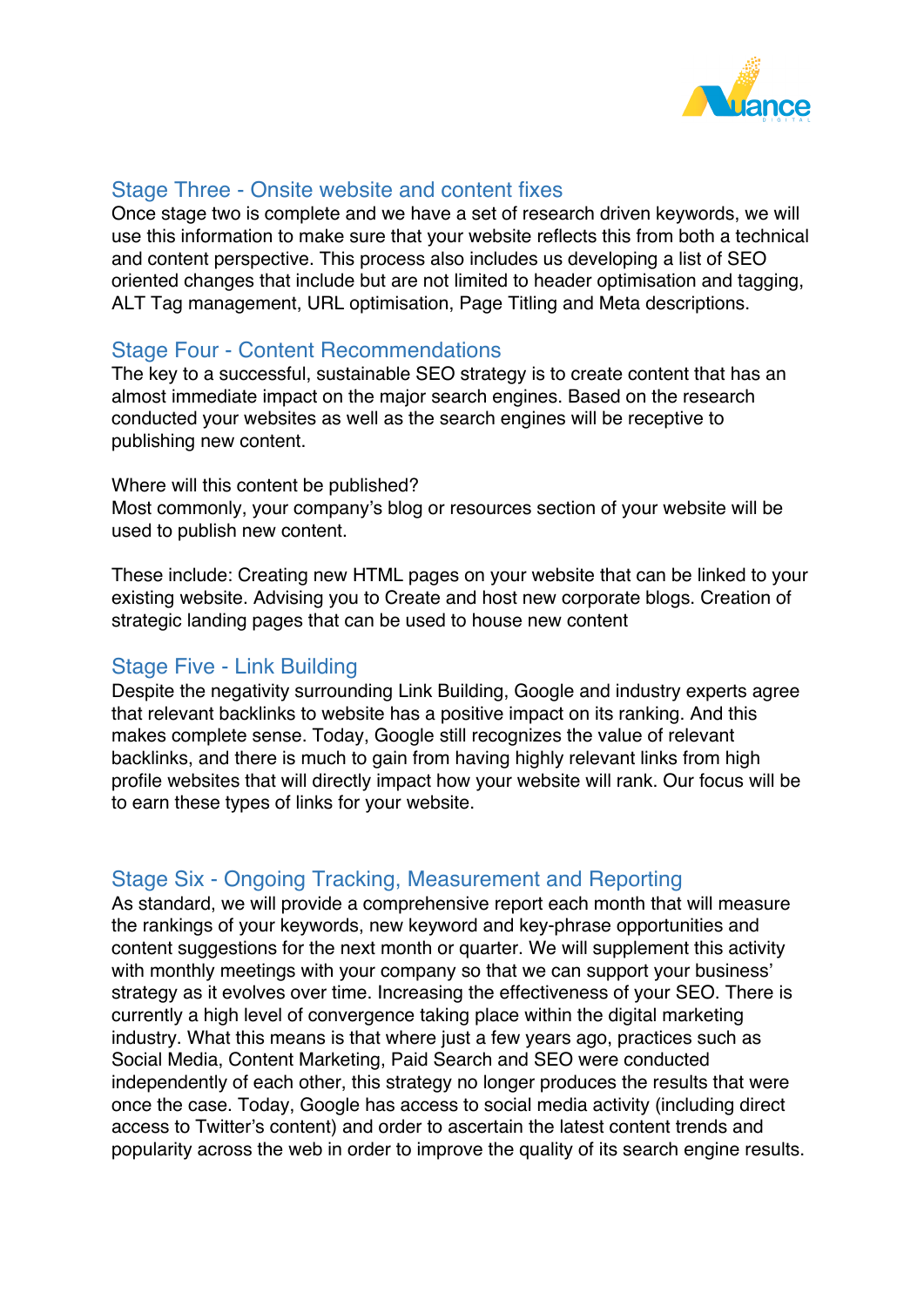## Stage Three - Onsite website and content fixes

Once stage two is complete and we have a set of research driven keywords, we will use this information to make sure that your website reflects this from both a technical and content perspective. This process also includes us developing a list of SEO oriented changes that include but are not limited to header optimisation and tagging, ALT Tag management, URL optimisation, Page Titling and Meta descriptions.

## Stage Four - Content Recommendations

The key to a successful, sustainable SEO strategy is to create content that has an almost immediate impact on the major search engines. Based on the research conducted your websites as well as the search engines will be receptive to publishing new content.

Where will this content be published?
Most commonly, your company's blog or resources section of your website will be used to publish new content.

These include: Creating new HTML pages on your website that can be linked to your existing website. Advising you to Create and host new corporate blogs. Creation of strategic landing pages that can be used to house new content

## Stage Five - Link Building

Despite the negativity surrounding Link Building, Google and industry experts agree that relevant backlinks to website has a positive impact on its ranking. And this makes complete sense. Today, Google still recognizes the value of relevant backlinks, and there is much to gain from having highly relevant links from high profile websites that will directly impact how your website will rank. Our focus will be to earn these types of links for your website.

## Stage Six - Ongoing Tracking, Measurement and Reporting

As standard, we will provide a comprehensive report each month that will measure the rankings of your keywords, new keyword and key-phrase opportunities and content suggestions for the next month or quarter. We will supplement this activity with monthly meetings with your company so that we can support your business' strategy as it evolves over time. Increasing the effectiveness of your SEO. There is currently a high level of convergence taking place within the digital marketing industry. What this means is that where just a few years ago, practices such as Social Media, Content Marketing, Paid Search and SEO were conducted independently of each other, this strategy no longer produces the results that were once the case. Today, Google has access to social media activity (including direct access to Twitter's content) and order to ascertain the latest content trends and popularity across the web in order to improve the quality of its search engine results.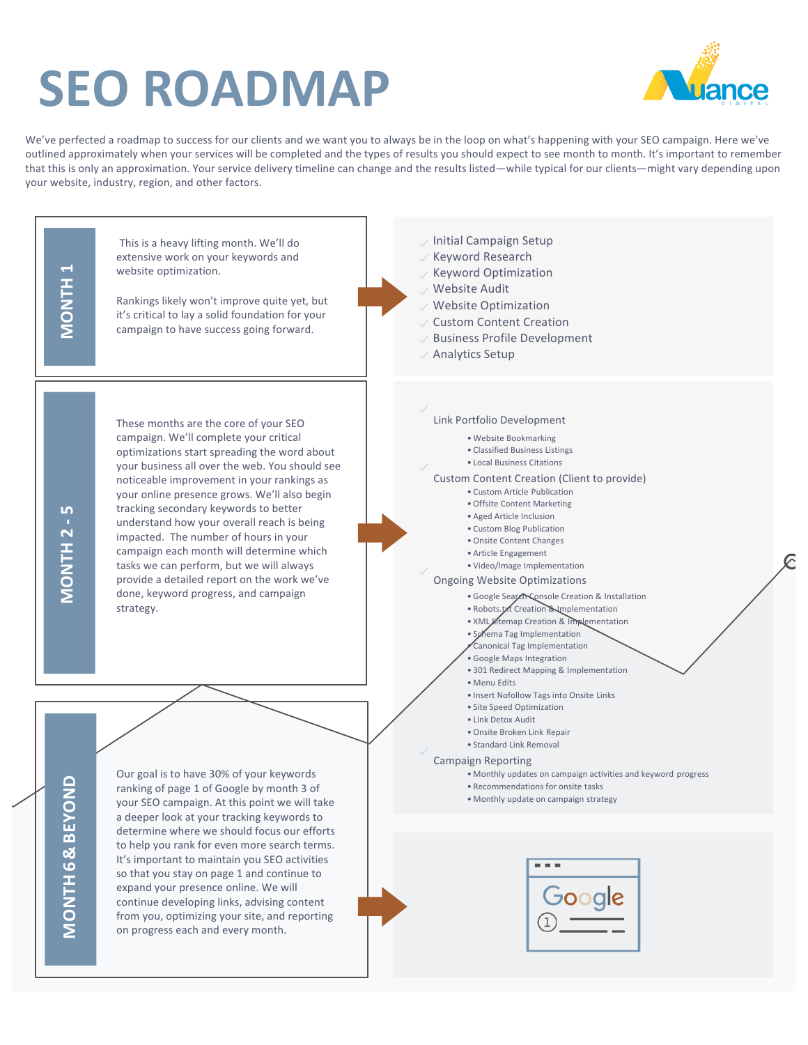# SEO ROADMAP

We've perfected a roadmap to success for our clients and we want you to always be in the loop on what's happening with your SEO campaign. Here we've outlined approximately when your services will be completed and the types of results you should expect to see month to month. It's important to remember that this is only an approximation. Your service delivery timeline can change and the results listed—while typical for our clients—might vary depending upon your website, industry, region, and other factors.

## MONTH 1

This is a heavy lifting month. We'll do extensive work on your keywords and website optimization.

Rankings likely won't improve quite yet, but it's critical to lay a solid foundation for your campaign to have success going forward.

- Initial Campaign Setup
- Keyword Research
- Keyword Optimization
- Website Audit
- Website Optimization
- Custom Content Creation
- Business Profile Development
- Analytics Setup

## MONTH 2 - 5

These months are the core of your SEO campaign. We'll complete your critical optimizations start spreading the word about your business all over the web. You should see noticeable improvement in your rankings as your online presence grows. We'll also begin tracking secondary keywords to better understand how your overall reach is being impacted. The number of hours in your campaign each month will determine which tasks we can perform, but we will always provide a detailed report on the work we've done, keyword progress, and campaign strategy.

- Link Portfolio Development
  - Website Bookmarking
  - Classified Business Listings
  - Local Business Citations
- Custom Content Creation (Client to provide)
  - Custom Article Publication
  - Offsite Content Marketing
  - Aged Article Inclusion
  - Custom Blog Publication
  - Onsite Content Changes
  - Article Engagement
  - Video/Image Implementation
- Ongoing Website Optimizations
  - Google Search Console Creation & Installation
  - Robots.txt Creation & Implementation
  - XML Sitemap Creation & Implementation
  - Schema Tag Implementation
  - Canonical Tag Implementation
  - Google Maps Integration
  - 301 Redirect Mapping & Implementation
  - Menu Edits
  - Insert Nofollow Tags into Onsite Links
  - Site Speed Optimization
  - Link Detox Audit
  - Onsite Broken Link Repair
  - Standard Link Removal
- Campaign Reporting
  - Monthly updates on campaign activities and keyword progress
  - Recommendations for onsite tasks
  - Monthly update on campaign strategy

## MONTH 6 & BEYOND

Our goal is to have 30% of your keywords ranking of page 1 of Google by month 3 of your SEO campaign. At this point we will take a deeper look at your tracking keywords to determine where we should focus our efforts to help you rank for even more search terms. It's important to maintain you SEO activities so that you stay on page 1 and continue to expand your presence online. We will continue developing links, advising content from you, optimizing your site, and reporting on progress each and every month.